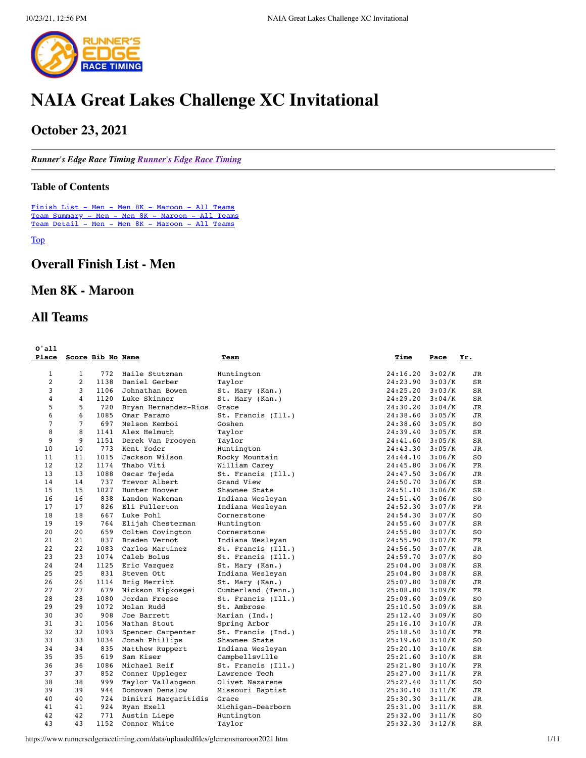# NAIA Great Lakes Challenge XC Invitational

## October 23, 2021

---

***Runner's Edge Race Timing*** [*Runner's Edge Race Timing*](https://www.runnersedgeracetiming.com)

---

### Table of Contents

[Finish List - Men - Men 8K - Maroon - All Teams](#)
[Team Summary - Men - Men 8K - Maroon - All Teams](#)
[Team Detail - Men - Men 8K - Maroon - All Teams](#)

[Top](#)

## Overall Finish List - Men

## Men 8K - Maroon

## All Teams

| O'all Place | Score | Bib No | Name | Team | Time | Pace | Yr. |
|---|---|---|---|---|---|---|---|
| 1 | 1 | 772 | Haile Stutzman | Huntington | 24:16.20 | 3:02/K | JR |
| 2 | 2 | 1138 | Daniel Gerber | Taylor | 24:23.90 | 3:03/K | SR |
| 3 | 3 | 1106 | Johnathan Bowen | St. Mary (Kan.) | 24:25.20 | 3:03/K | SR |
| 4 | 4 | 1120 | Luke Skinner | St. Mary (Kan.) | 24:29.20 | 3:04/K | SR |
| 5 | 5 | 720 | Bryan Hernandez-Rios | Grace | 24:30.20 | 3:04/K | JR |
| 6 | 6 | 1085 | Omar Paramo | St. Francis (Ill.) | 24:38.60 | 3:05/K | JR |
| 7 | 7 | 697 | Nelson Kemboi | Goshen | 24:38.60 | 3:05/K | SO |
| 8 | 8 | 1141 | Alex Helmuth | Taylor | 24:39.40 | 3:05/K | SR |
| 9 | 9 | 1151 | Derek Van Prooyen | Taylor | 24:41.60 | 3:05/K | SR |
| 10 | 10 | 773 | Kent Yoder | Huntington | 24:43.30 | 3:05/K | JR |
| 11 | 11 | 1015 | Jackson Wilson | Rocky Mountain | 24:44.10 | 3:06/K | SO |
| 12 | 12 | 1174 | Thabo Viti | William Carey | 24:45.80 | 3:06/K | FR |
| 13 | 13 | 1088 | Oscar Tejeda | St. Francis (Ill.) | 24:47.50 | 3:06/K | JR |
| 14 | 14 | 737 | Trevor Albert | Grand View | 24:50.70 | 3:06/K | SR |
| 15 | 15 | 1027 | Hunter Hoover | Shawnee State | 24:51.10 | 3:06/K | SR |
| 16 | 16 | 838 | Landon Wakeman | Indiana Wesleyan | 24:51.40 | 3:06/K | SO |
| 17 | 17 | 826 | Eli Fullerton | Indiana Wesleyan | 24:52.30 | 3:07/K | FR |
| 18 | 18 | 667 | Luke Pohl | Cornerstone | 24:54.30 | 3:07/K | SO |
| 19 | 19 | 764 | Elijah Chesterman | Huntington | 24:55.60 | 3:07/K | SR |
| 20 | 20 | 659 | Colten Covington | Cornerstone | 24:55.80 | 3:07/K | SO |
| 21 | 21 | 837 | Braden Vernot | Indiana Wesleyan | 24:55.90 | 3:07/K | FR |
| 22 | 22 | 1083 | Carlos Martinez | St. Francis (Ill.) | 24:56.50 | 3:07/K | JR |
| 23 | 23 | 1074 | Caleb Bolus | St. Francis (Ill.) | 24:59.70 | 3:07/K | SO |
| 24 | 24 | 1125 | Eric Vazquez | St. Mary (Kan.) | 25:04.00 | 3:08/K | SR |
| 25 | 25 | 831 | Steven Ott | Indiana Wesleyan | 25:04.80 | 3:08/K | SR |
| 26 | 26 | 1114 | Brig Merritt | St. Mary (Kan.) | 25:07.80 | 3:08/K | JR |
| 27 | 27 | 679 | Nickson Kipkosgei | Cumberland (Tenn.) | 25:08.80 | 3:09/K | FR |
| 28 | 28 | 1080 | Jordan Freese | St. Francis (Ill.) | 25:09.60 | 3:09/K | SO |
| 29 | 29 | 1072 | Nolan Rudd | St. Ambrose | 25:10.50 | 3:09/K | SR |
| 30 | 30 | 908 | Joe Barrett | Marian (Ind.) | 25:12.40 | 3:09/K | SO |
| 31 | 31 | 1056 | Nathan Stout | Spring Arbor | 25:16.10 | 3:10/K | JR |
| 32 | 32 | 1093 | Spencer Carpenter | St. Francis (Ind.) | 25:18.50 | 3:10/K | FR |
| 33 | 33 | 1034 | Jonah Phillips | Shawnee State | 25:19.60 | 3:10/K | SO |
| 34 | 34 | 835 | Matthew Ruppert | Indiana Wesleyan | 25:20.10 | 3:10/K | SR |
| 35 | 35 | 619 | Sam Kiser | Campbellsville | 25:21.60 | 3:10/K | SR |
| 36 | 36 | 1086 | Michael Reif | St. Francis (Ill.) | 25:21.80 | 3:10/K | FR |
| 37 | 37 | 852 | Conner Uppleger | Lawrence Tech | 25:27.00 | 3:11/K | FR |
| 38 | 38 | 999 | Taylor Vallangeon | Olivet Nazarene | 25:27.40 | 3:11/K | SO |
| 39 | 39 | 944 | Donovan Denslow | Missouri Baptist | 25:30.10 | 3:11/K | JR |
| 40 | 40 | 724 | Dimitri Margaritidis | Grace | 25:30.30 | 3:11/K | JR |
| 41 | 41 | 924 | Ryan Exell | Michigan-Dearborn | 25:31.00 | 3:11/K | SR |
| 42 | 42 | 771 | Austin Liepe | Huntington | 25:32.00 | 3:11/K | SO |
| 43 | 43 | 1152 | Connor White | Taylor | 25:32.30 | 3:12/K | SR |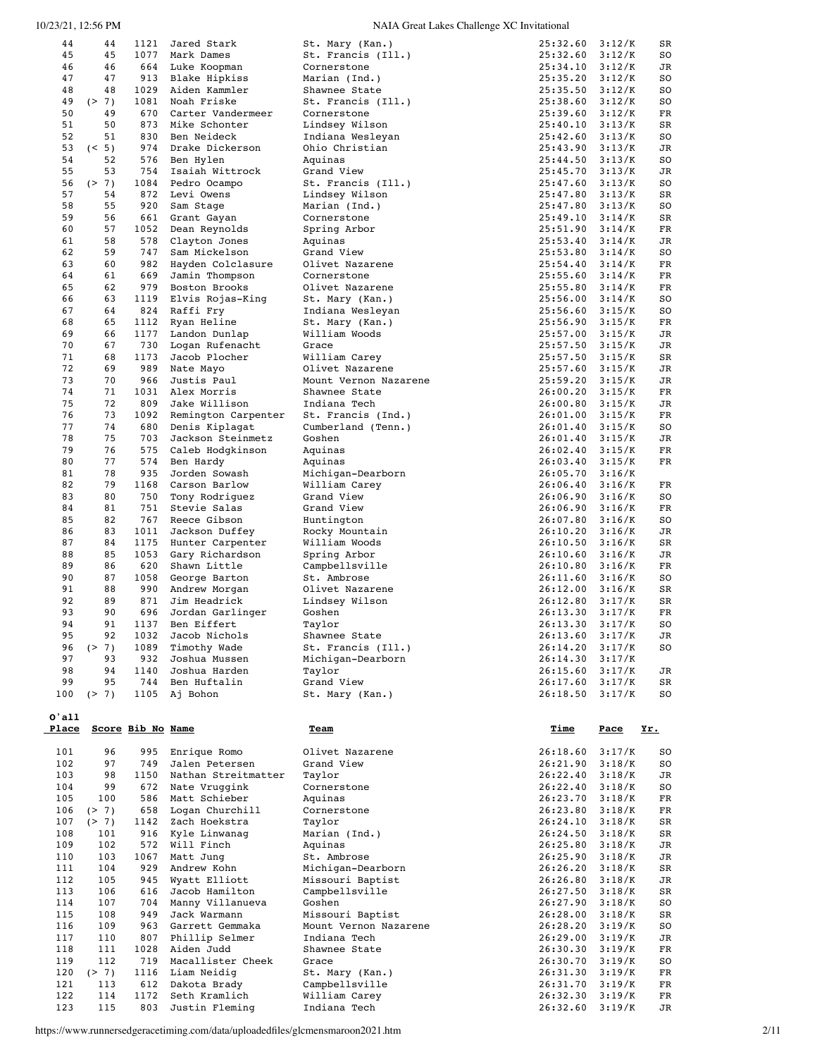| O'all Place | Score | Bib No | Name | Team | Time | Pace | Yr. |
|---|---|---|---|---|---|---|---|
| 44 | 44 | 1121 | Jared Stark | St. Mary (Kan.) | 25:32.60 | 3:12/K | SR |
| 45 | 45 | 1077 | Mark Dames | St. Francis (Ill.) | 25:32.60 | 3:12/K | SO |
| 46 | 46 | 664 | Luke Koopman | Cornerstone | 25:34.10 | 3:12/K | JR |
| 47 | 47 | 913 | Blake Hipkiss | Marian (Ind.) | 25:35.20 | 3:12/K | SO |
| 48 | 48 | 1029 | Aiden Kammler | Shawnee State | 25:35.50 | 3:12/K | SO |
| 49 | (> 7) | 1081 | Noah Friske | St. Francis (Ill.) | 25:38.60 | 3:12/K | SO |
| 50 | 49 | 670 | Carter Vandermeer | Cornerstone | 25:39.60 | 3:12/K | FR |
| 51 | 50 | 873 | Mike Schonter | Lindsey Wilson | 25:40.10 | 3:13/K | SR |
| 52 | 51 | 830 | Ben Neideck | Indiana Wesleyan | 25:42.60 | 3:13/K | SO |
| 53 | (< 5) | 974 | Drake Dickerson | Ohio Christian | 25:43.90 | 3:13/K | JR |
| 54 | 52 | 576 | Ben Hylen | Aquinas | 25:44.50 | 3:13/K | SO |
| 55 | 53 | 754 | Isaiah Wittrock | Grand View | 25:45.70 | 3:13/K | JR |
| 56 | (> 7) | 1084 | Pedro Ocampo | St. Francis (Ill.) | 25:47.60 | 3:13/K | SO |
| 57 | 54 | 872 | Levi Owens | Lindsey Wilson | 25:47.80 | 3:13/K | SR |
| 58 | 55 | 920 | Sam Stage | Marian (Ind.) | 25:47.80 | 3:13/K | SO |
| 59 | 56 | 661 | Grant Gayan | Cornerstone | 25:49.10 | 3:14/K | SR |
| 60 | 57 | 1052 | Dean Reynolds | Spring Arbor | 25:51.90 | 3:14/K | FR |
| 61 | 58 | 578 | Clayton Jones | Aquinas | 25:53.40 | 3:14/K | JR |
| 62 | 59 | 747 | Sam Mickelson | Grand View | 25:53.80 | 3:14/K | SO |
| 63 | 60 | 982 | Hayden Colclasure | Olivet Nazarene | 25:54.40 | 3:14/K | FR |
| 64 | 61 | 669 | Jamin Thompson | Cornerstone | 25:55.60 | 3:14/K | FR |
| 65 | 62 | 979 | Boston Brooks | Olivet Nazarene | 25:55.80 | 3:14/K | FR |
| 66 | 63 | 1119 | Elvis Rojas-King | St. Mary (Kan.) | 25:56.00 | 3:14/K | SO |
| 67 | 64 | 824 | Raffi Fry | Indiana Wesleyan | 25:56.60 | 3:15/K | SO |
| 68 | 65 | 1112 | Ryan Heline | St. Mary (Kan.) | 25:56.90 | 3:15/K | FR |
| 69 | 66 | 1177 | Landon Dunlap | William Woods | 25:57.00 | 3:15/K | JR |
| 70 | 67 | 730 | Logan Rufenacht | Grace | 25:57.50 | 3:15/K | JR |
| 71 | 68 | 1173 | Jacob Plocher | William Carey | 25:57.50 | 3:15/K | SR |
| 72 | 69 | 989 | Nate Mayo | Olivet Nazarene | 25:57.60 | 3:15/K | JR |
| 73 | 70 | 966 | Justis Paul | Mount Vernon Nazarene | 25:59.20 | 3:15/K | JR |
| 74 | 71 | 1031 | Alex Morris | Shawnee State | 26:00.20 | 3:15/K | FR |
| 75 | 72 | 809 | Jake Willison | Indiana Tech | 26:00.80 | 3:15/K | JR |
| 76 | 73 | 1092 | Remington Carpenter | St. Francis (Ind.) | 26:01.00 | 3:15/K | FR |
| 77 | 74 | 680 | Denis Kiplagat | Cumberland (Tenn.) | 26:01.40 | 3:15/K | SO |
| 78 | 75 | 703 | Jackson Steinmetz | Goshen | 26:01.40 | 3:15/K | JR |
| 79 | 76 | 575 | Caleb Hodgkinson | Aquinas | 26:02.40 | 3:15/K | FR |
| 80 | 77 | 574 | Ben Hardy | Aquinas | 26:03.40 | 3:15/K | FR |
| 81 | 78 | 935 | Jorden Sowash | Michigan-Dearborn | 26:05.70 | 3:16/K | |
| 82 | 79 | 1168 | Carson Barlow | William Carey | 26:06.40 | 3:16/K | FR |
| 83 | 80 | 750 | Tony Rodriguez | Grand View | 26:06.90 | 3:16/K | SO |
| 84 | 81 | 751 | Stevie Salas | Grand View | 26:06.90 | 3:16/K | FR |
| 85 | 82 | 767 | Reece Gibson | Huntington | 26:07.80 | 3:16/K | SO |
| 86 | 83 | 1011 | Jackson Duffey | Rocky Mountain | 26:10.20 | 3:16/K | JR |
| 87 | 84 | 1175 | Hunter Carpenter | William Woods | 26:10.50 | 3:16/K | SR |
| 88 | 85 | 1053 | Gary Richardson | Spring Arbor | 26:10.60 | 3:16/K | JR |
| 89 | 86 | 620 | Shawn Little | Campbellsville | 26:10.80 | 3:16/K | FR |
| 90 | 87 | 1058 | George Barton | St. Ambrose | 26:11.60 | 3:16/K | SO |
| 91 | 88 | 990 | Andrew Morgan | Olivet Nazarene | 26:12.00 | 3:16/K | SR |
| 92 | 89 | 871 | Jim Headrick | Lindsey Wilson | 26:12.80 | 3:17/K | SR |
| 93 | 90 | 696 | Jordan Garlinger | Goshen | 26:13.30 | 3:17/K | FR |
| 94 | 91 | 1137 | Ben Eiffert | Taylor | 26:13.30 | 3:17/K | SO |
| 95 | 92 | 1032 | Jacob Nichols | Shawnee State | 26:13.60 | 3:17/K | JR |
| 96 | (> 7) | 1089 | Timothy Wade | St. Francis (Ill.) | 26:14.20 | 3:17/K | SO |
| 97 | 93 | 932 | Joshua Mussen | Michigan-Dearborn | 26:14.30 | 3:17/K | |
| 98 | 94 | 1140 | Joshua Harden | Taylor | 26:15.60 | 3:17/K | JR |
| 99 | 95 | 744 | Ben Huftalin | Grand View | 26:17.60 | 3:17/K | SR |
| 100 | (> 7) | 1105 | Aj Bohon | St. Mary (Kan.) | 26:18.50 | 3:17/K | SO |

| O'all Place | Score | Bib No | Name | Team | Time | Pace | Yr. |
|---|---|---|---|---|---|---|---|
| 101 | 96 | 995 | Enrique Romo | Olivet Nazarene | 26:18.60 | 3:17/K | SO |
| 102 | 97 | 749 | Jalen Petersen | Grand View | 26:21.90 | 3:18/K | SO |
| 103 | 98 | 1150 | Nathan Streitmatter | Taylor | 26:22.40 | 3:18/K | JR |
| 104 | 99 | 672 | Nate Vruggink | Cornerstone | 26:22.40 | 3:18/K | SO |
| 105 | 100 | 586 | Matt Schieber | Aquinas | 26:23.70 | 3:18/K | FR |
| 106 | (> 7) | 658 | Logan Churchill | Cornerstone | 26:23.80 | 3:18/K | FR |
| 107 | (> 7) | 1142 | Zach Hoekstra | Taylor | 26:24.10 | 3:18/K | SR |
| 108 | 101 | 916 | Kyle Linwanag | Marian (Ind.) | 26:24.50 | 3:18/K | SR |
| 109 | 102 | 572 | Will Finch | Aquinas | 26:25.80 | 3:18/K | JR |
| 110 | 103 | 1067 | Matt Jung | St. Ambrose | 26:25.90 | 3:18/K | JR |
| 111 | 104 | 929 | Andrew Kohn | Michigan-Dearborn | 26:26.20 | 3:18/K | SR |
| 112 | 105 | 945 | Wyatt Elliott | Missouri Baptist | 26:26.80 | 3:18/K | JR |
| 113 | 106 | 616 | Jacob Hamilton | Campbellsville | 26:27.50 | 3:18/K | SR |
| 114 | 107 | 704 | Manny Villanueva | Goshen | 26:27.90 | 3:18/K | SO |
| 115 | 108 | 949 | Jack Warmann | Missouri Baptist | 26:28.00 | 3:18/K | SR |
| 116 | 109 | 963 | Garrett Gemmaka | Mount Vernon Nazarene | 26:28.20 | 3:19/K | SO |
| 117 | 110 | 807 | Phillip Selmer | Indiana Tech | 26:29.00 | 3:19/K | JR |
| 118 | 111 | 1028 | Aiden Judd | Shawnee State | 26:30.30 | 3:19/K | FR |
| 119 | 112 | 719 | Macallister Cheek | Grace | 26:30.70 | 3:19/K | SO |
| 120 | (> 7) | 1116 | Liam Neidig | St. Mary (Kan.) | 26:31.30 | 3:19/K | FR |
| 121 | 113 | 612 | Dakota Brady | Campbellsville | 26:31.70 | 3:19/K | FR |
| 122 | 114 | 1172 | Seth Kramlich | William Carey | 26:32.30 | 3:19/K | FR |
| 123 | 115 | 803 | Justin Fleming | Indiana Tech | 26:32.60 | 3:19/K | JR |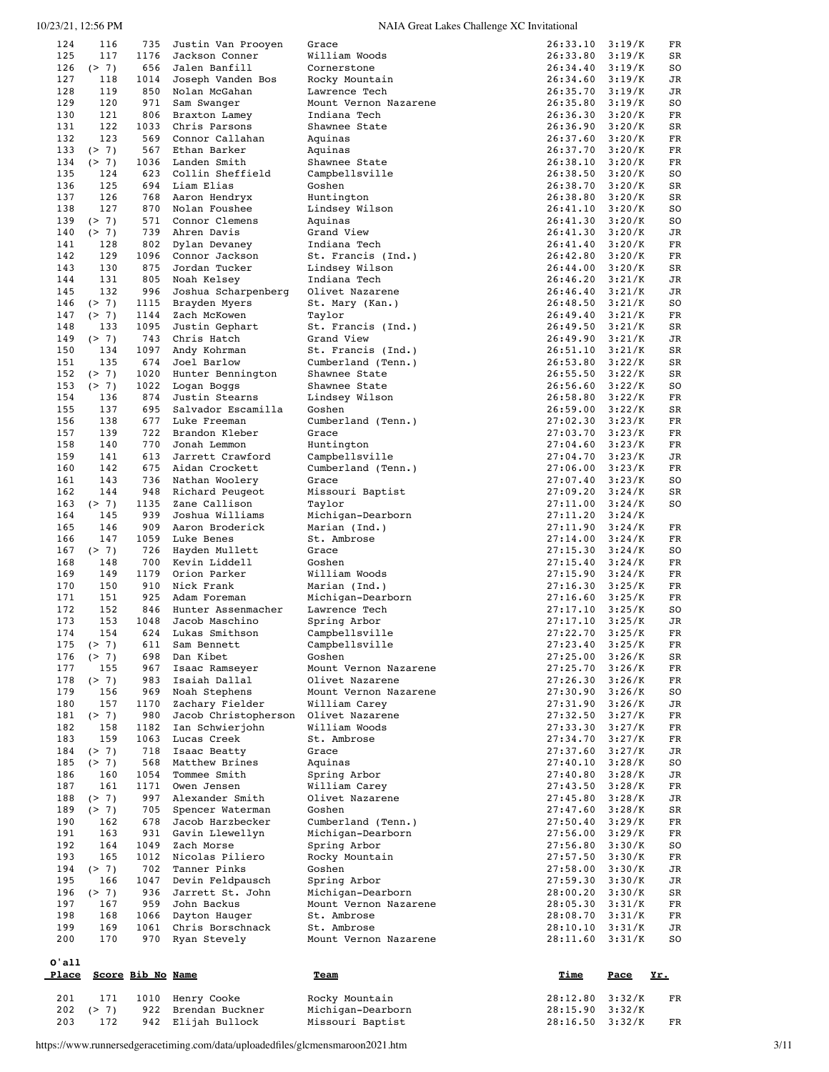| O'all Place | Score | Bib No | Name | Team | Time | Pace | Yr. |
|---|---|---|---|---|---|---|---|
| 124 | 116 | 735 | Justin Van Prooyen | Grace | 26:33.10 | 3:19/K | FR |
| 125 | 117 | 1176 | Jackson Conner | William Woods | 26:33.80 | 3:19/K | SR |
| 126 | (> 7) | 656 | Jalen Banfill | Cornerstone | 26:34.40 | 3:19/K | SO |
| 127 | 118 | 1014 | Joseph Vanden Bos | Rocky Mountain | 26:34.60 | 3:19/K | JR |
| 128 | 119 | 850 | Nolan McGahan | Lawrence Tech | 26:35.70 | 3:19/K | JR |
| 129 | 120 | 971 | Sam Swanger | Mount Vernon Nazarene | 26:35.80 | 3:19/K | SO |
| 130 | 121 | 806 | Braxton Lamey | Indiana Tech | 26:36.30 | 3:20/K | FR |
| 131 | 122 | 1033 | Chris Parsons | Shawnee State | 26:36.90 | 3:20/K | SR |
| 132 | 123 | 569 | Connor Callahan | Aquinas | 26:37.60 | 3:20/K | FR |
| 133 | (> 7) | 567 | Ethan Barker | Aquinas | 26:37.70 | 3:20/K | FR |
| 134 | (> 7) | 1036 | Landen Smith | Shawnee State | 26:38.10 | 3:20/K | FR |
| 135 | 124 | 623 | Collin Sheffield | Campbellsville | 26:38.50 | 3:20/K | SO |
| 136 | 125 | 694 | Liam Elias | Goshen | 26:38.70 | 3:20/K | SR |
| 137 | 126 | 768 | Aaron Hendryx | Huntington | 26:38.80 | 3:20/K | SR |
| 138 | 127 | 870 | Nolan Foushee | Lindsey Wilson | 26:41.10 | 3:20/K | SO |
| 139 | (> 7) | 571 | Connor Clemens | Aquinas | 26:41.30 | 3:20/K | SO |
| 140 | (> 7) | 739 | Ahren Davis | Grand View | 26:41.30 | 3:20/K | JR |
| 141 | 128 | 802 | Dylan Devaney | Indiana Tech | 26:41.40 | 3:20/K | FR |
| 142 | 129 | 1096 | Connor Jackson | St. Francis (Ind.) | 26:42.80 | 3:20/K | FR |
| 143 | 130 | 875 | Jordan Tucker | Lindsey Wilson | 26:44.00 | 3:20/K | SR |
| 144 | 131 | 805 | Noah Kelsey | Indiana Tech | 26:46.20 | 3:21/K | JR |
| 145 | 132 | 996 | Joshua Scharpenberg | Olivet Nazarene | 26:46.40 | 3:21/K | JR |
| 146 | (> 7) | 1115 | Brayden Myers | St. Mary (Kan.) | 26:48.50 | 3:21/K | SO |
| 147 | (> 7) | 1144 | Zach McKowen | Taylor | 26:49.40 | 3:21/K | FR |
| 148 | 133 | 1095 | Justin Gephart | St. Francis (Ind.) | 26:49.50 | 3:21/K | SR |
| 149 | (> 7) | 743 | Chris Hatch | Grand View | 26:49.90 | 3:21/K | JR |
| 150 | 134 | 1097 | Andy Kohrman | St. Francis (Ind.) | 26:51.10 | 3:21/K | SR |
| 151 | 135 | 674 | Joel Barlow | Cumberland (Tenn.) | 26:53.80 | 3:22/K | SR |
| 152 | (> 7) | 1020 | Hunter Bennington | Shawnee State | 26:55.50 | 3:22/K | SR |
| 153 | (> 7) | 1022 | Logan Boggs | Shawnee State | 26:56.60 | 3:22/K | SO |
| 154 | 136 | 874 | Justin Stearns | Lindsey Wilson | 26:58.80 | 3:22/K | FR |
| 155 | 137 | 695 | Salvador Escamilla | Goshen | 26:59.00 | 3:22/K | SR |
| 156 | 138 | 677 | Luke Freeman | Cumberland (Tenn.) | 27:02.30 | 3:23/K | FR |
| 157 | 139 | 722 | Brandon Kleber | Grace | 27:03.70 | 3:23/K | FR |
| 158 | 140 | 770 | Jonah Lemmon | Huntington | 27:04.60 | 3:23/K | FR |
| 159 | 141 | 613 | Jarrett Crawford | Campbellsville | 27:04.70 | 3:23/K | JR |
| 160 | 142 | 675 | Aidan Crockett | Cumberland (Tenn.) | 27:06.00 | 3:23/K | FR |
| 161 | 143 | 736 | Nathan Woolery | Grace | 27:07.40 | 3:23/K | SO |
| 162 | 144 | 948 | Richard Peugeot | Missouri Baptist | 27:09.20 | 3:24/K | SR |
| 163 | (> 7) | 1135 | Zane Callison | Taylor | 27:11.00 | 3:24/K | SO |
| 164 | 145 | 939 | Joshua Williams | Michigan-Dearborn | 27:11.20 | 3:24/K | |
| 165 | 146 | 909 | Aaron Broderick | Marian (Ind.) | 27:11.90 | 3:24/K | FR |
| 166 | 147 | 1059 | Luke Benes | St. Ambrose | 27:14.00 | 3:24/K | FR |
| 167 | (> 7) | 726 | Hayden Mullett | Grace | 27:15.30 | 3:24/K | SO |
| 168 | 148 | 700 | Kevin Liddell | Goshen | 27:15.40 | 3:24/K | FR |
| 169 | 149 | 1179 | Orion Parker | William Woods | 27:15.90 | 3:24/K | FR |
| 170 | 150 | 910 | Nick Frank | Marian (Ind.) | 27:16.30 | 3:25/K | FR |
| 171 | 151 | 925 | Adam Foreman | Michigan-Dearborn | 27:16.60 | 3:25/K | FR |
| 172 | 152 | 846 | Hunter Assenmacher | Lawrence Tech | 27:17.10 | 3:25/K | SO |
| 173 | 153 | 1048 | Jacob Maschino | Spring Arbor | 27:17.10 | 3:25/K | JR |
| 174 | 154 | 624 | Lukas Smithson | Campbellsville | 27:22.70 | 3:25/K | FR |
| 175 | (> 7) | 611 | Sam Bennett | Campbellsville | 27:23.40 | 3:25/K | FR |
| 176 | (> 7) | 698 | Dan Kibet | Goshen | 27:25.00 | 3:26/K | SR |
| 177 | 155 | 967 | Isaac Ramseyer | Mount Vernon Nazarene | 27:25.70 | 3:26/K | FR |
| 178 | (> 7) | 983 | Isaiah Dallal | Olivet Nazarene | 27:26.30 | 3:26/K | FR |
| 179 | 156 | 969 | Noah Stephens | Mount Vernon Nazarene | 27:30.90 | 3:26/K | SO |
| 180 | 157 | 1170 | Zachary Fielder | William Carey | 27:31.90 | 3:26/K | JR |
| 181 | (> 7) | 980 | Jacob Christopherson | Olivet Nazarene | 27:32.50 | 3:27/K | FR |
| 182 | 158 | 1182 | Ian Schwierjohn | William Woods | 27:33.30 | 3:27/K | FR |
| 183 | 159 | 1063 | Lucas Creek | St. Ambrose | 27:34.70 | 3:27/K | FR |
| 184 | (> 7) | 718 | Isaac Beatty | Grace | 27:37.60 | 3:27/K | JR |
| 185 | (> 7) | 568 | Matthew Brines | Aquinas | 27:40.10 | 3:28/K | SO |
| 186 | 160 | 1054 | Tommee Smith | Spring Arbor | 27:40.80 | 3:28/K | JR |
| 187 | 161 | 1171 | Owen Jensen | William Carey | 27:43.50 | 3:28/K | FR |
| 188 | (> 7) | 997 | Alexander Smith | Olivet Nazarene | 27:45.80 | 3:28/K | JR |
| 189 | (> 7) | 705 | Spencer Waterman | Goshen | 27:47.60 | 3:28/K | SR |
| 190 | 162 | 678 | Jacob Harzbecker | Cumberland (Tenn.) | 27:50.40 | 3:29/K | FR |
| 191 | 163 | 931 | Gavin Llewellyn | Michigan-Dearborn | 27:56.00 | 3:29/K | FR |
| 192 | 164 | 1049 | Zach Morse | Spring Arbor | 27:56.80 | 3:30/K | SO |
| 193 | 165 | 1012 | Nicolas Piliero | Rocky Mountain | 27:57.50 | 3:30/K | FR |
| 194 | (> 7) | 702 | Tanner Pinks | Goshen | 27:58.00 | 3:30/K | JR |
| 195 | 166 | 1047 | Devin Feldpausch | Spring Arbor | 27:59.30 | 3:30/K | JR |
| 196 | (> 7) | 936 | Jarrett St. John | Michigan-Dearborn | 28:00.20 | 3:30/K | SR |
| 197 | 167 | 959 | John Backus | Mount Vernon Nazarene | 28:05.30 | 3:31/K | FR |
| 198 | 168 | 1066 | Dayton Hauger | St. Ambrose | 28:08.70 | 3:31/K | FR |
| 199 | 169 | 1061 | Chris Borschnack | St. Ambrose | 28:10.10 | 3:31/K | JR |
| 200 | 170 | 970 | Ryan Stevely | Mount Vernon Nazarene | 28:11.60 | 3:31/K | SO |
| 201 | 171 | 1010 | Henry Cooke | Rocky Mountain | 28:12.80 | 3:32/K | FR |
| 202 | (> 7) | 922 | Brendan Buckner | Michigan-Dearborn | 28:15.90 | 3:32/K | |
| 203 | 172 | 942 | Elijah Bullock | Missouri Baptist | 28:16.50 | 3:32/K | FR |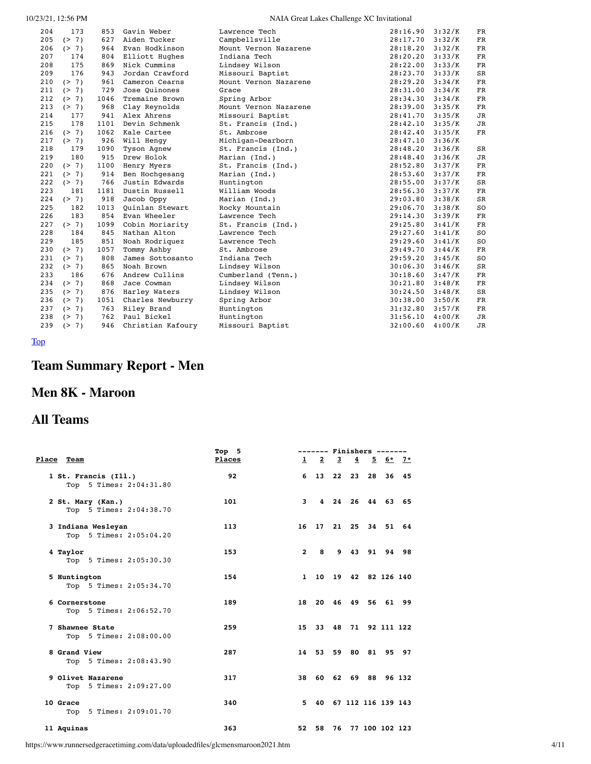| | | | | | | | |
|---|---|---|---|---|---|---|---|
| 204 | 173 | 853 | Gavin Weber | Lawrence Tech | 28:16.90 | 3:32/K | FR |
| 205 | (> 7) | 627 | Aiden Tucker | Campbellsville | 28:17.70 | 3:32/K | FR |
| 206 | (> 7) | 964 | Evan Hodkinson | Mount Vernon Nazarene | 28:18.20 | 3:32/K | FR |
| 207 | 174 | 804 | Elliott Hughes | Indiana Tech | 28:20.20 | 3:33/K | FR |
| 208 | 175 | 869 | Nick Cummins | Lindsey Wilson | 28:22.00 | 3:33/K | FR |
| 209 | 176 | 943 | Jordan Crawford | Missouri Baptist | 28:23.70 | 3:33/K | SR |
| 210 | (> 7) | 961 | Cameron Cearns | Mount Vernon Nazarene | 28:29.20 | 3:34/K | FR |
| 211 | (> 7) | 729 | Jose Quinones | Grace | 28:31.00 | 3:34/K | FR |
| 212 | (> 7) | 1046 | Tremaine Brown | Spring Arbor | 28:34.30 | 3:34/K | FR |
| 213 | (> 7) | 968 | Clay Reynolds | Mount Vernon Nazarene | 28:39.00 | 3:35/K | FR |
| 214 | 177 | 941 | Alex Ahrens | Missouri Baptist | 28:41.70 | 3:35/K | JR |
| 215 | 178 | 1101 | Devin Schmenk | St. Francis (Ind.) | 28:42.10 | 3:35/K | JR |
| 216 | (> 7) | 1062 | Kale Cartee | St. Ambrose | 28:42.40 | 3:35/K | FR |
| 217 | (> 7) | 926 | Will Hengy | Michigan-Dearborn | 28:47.10 | 3:36/K | |
| 218 | 179 | 1090 | Tyson Agnew | St. Francis (Ind.) | 28:48.20 | 3:36/K | SR |
| 219 | 180 | 915 | Drew Holok | Marian (Ind.) | 28:48.40 | 3:36/K | JR |
| 220 | (> 7) | 1100 | Henry Myers | St. Francis (Ind.) | 28:52.80 | 3:37/K | FR |
| 221 | (> 7) | 914 | Ben Hochgesang | Marian (Ind.) | 28:53.60 | 3:37/K | FR |
| 222 | (> 7) | 766 | Justin Edwards | Huntington | 28:55.00 | 3:37/K | SR |
| 223 | 181 | 1181 | Dustin Russell | William Woods | 28:56.30 | 3:37/K | FR |
| 224 | (> 7) | 918 | Jacob Oppy | Marian (Ind.) | 29:03.80 | 3:38/K | SR |
| 225 | 182 | 1013 | Quinlan Stewart | Rocky Mountain | 29:06.70 | 3:38/K | SO |
| 226 | 183 | 854 | Evan Wheeler | Lawrence Tech | 29:14.30 | 3:39/K | FR |
| 227 | (> 7) | 1099 | Cobin Moriarity | St. Francis (Ind.) | 29:25.80 | 3:41/K | FR |
| 228 | 184 | 845 | Nathan Alton | Lawrence Tech | 29:27.60 | 3:41/K | SO |
| 229 | 185 | 851 | Noah Rodriquez | Lawrence Tech | 29:29.60 | 3:41/K | SO |
| 230 | (> 7) | 1057 | Tommy Ashby | St. Ambrose | 29:49.70 | 3:44/K | FR |
| 231 | (> 7) | 808 | James Sottosanto | Indiana Tech | 29:59.20 | 3:45/K | SO |
| 232 | (> 7) | 865 | Noah Brown | Lindsey Wilson | 30:06.30 | 3:46/K | SR |
| 233 | 186 | 676 | Andrew Cullins | Cumberland (Tenn.) | 30:18.60 | 3:47/K | FR |
| 234 | (> 7) | 868 | Jace Cowman | Lindsey Wilson | 30:21.80 | 3:48/K | FR |
| 235 | (> 7) | 876 | Harley Waters | Lindsey Wilson | 30:24.50 | 3:48/K | SR |
| 236 | (> 7) | 1051 | Charles Newburry | Spring Arbor | 30:38.00 | 3:50/K | FR |
| 237 | (> 7) | 763 | Riley Brand | Huntington | 31:32.80 | 3:57/K | FR |
| 238 | (> 7) | 762 | Paul Bickel | Huntington | 31:56.10 | 4:00/K | JR |
| 239 | (> 7) | 946 | Christian Kafoury | Missouri Baptist | 32:00.60 | 4:00/K | JR |

Top

# Team Summary Report - Men

## Men 8K - Maroon

## All Teams

| Place | Team | Top 5 Places | 1 | 2 | 3 | 4 | 5 | 6* | 7* |
|---|---|---|---|---|---|---|---|---|---|
| 1 | St. Francis (Ill.) Top 5 Times: 2:04:31.80 | 92 | 6 | 13 | 22 | 23 | 28 | 36 | 45 |
| 2 | St. Mary (Kan.) Top 5 Times: 2:04:38.70 | 101 | 3 | 4 | 24 | 26 | 44 | 63 | 65 |
| 3 | Indiana Wesleyan Top 5 Times: 2:05:04.20 | 113 | 16 | 17 | 21 | 25 | 34 | 51 | 64 |
| 4 | Taylor Top 5 Times: 2:05:30.30 | 153 | 2 | 8 | 9 | 43 | 91 | 94 | 98 |
| 5 | Huntington Top 5 Times: 2:05:34.70 | 154 | 1 | 10 | 19 | 42 | 82 | 126 | 140 |
| 6 | Cornerstone Top 5 Times: 2:06:52.70 | 189 | 18 | 20 | 46 | 49 | 56 | 61 | 99 |
| 7 | Shawnee State Top 5 Times: 2:08:00.00 | 259 | 15 | 33 | 48 | 71 | 92 | 111 | 122 |
| 8 | Grand View Top 5 Times: 2:08:43.90 | 287 | 14 | 53 | 59 | 80 | 81 | 95 | 97 |
| 9 | Olivet Nazarene Top 5 Times: 2:09:27.00 | 317 | 38 | 60 | 62 | 69 | 88 | 96 | 132 |
| 10 | Grace Top 5 Times: 2:09:01.70 | 340 | 5 | 40 | 67 | 112 | 116 | 139 | 143 |
| 11 | Aquinas | 363 | 52 | 58 | 76 | 77 | 100 | 102 | 123 |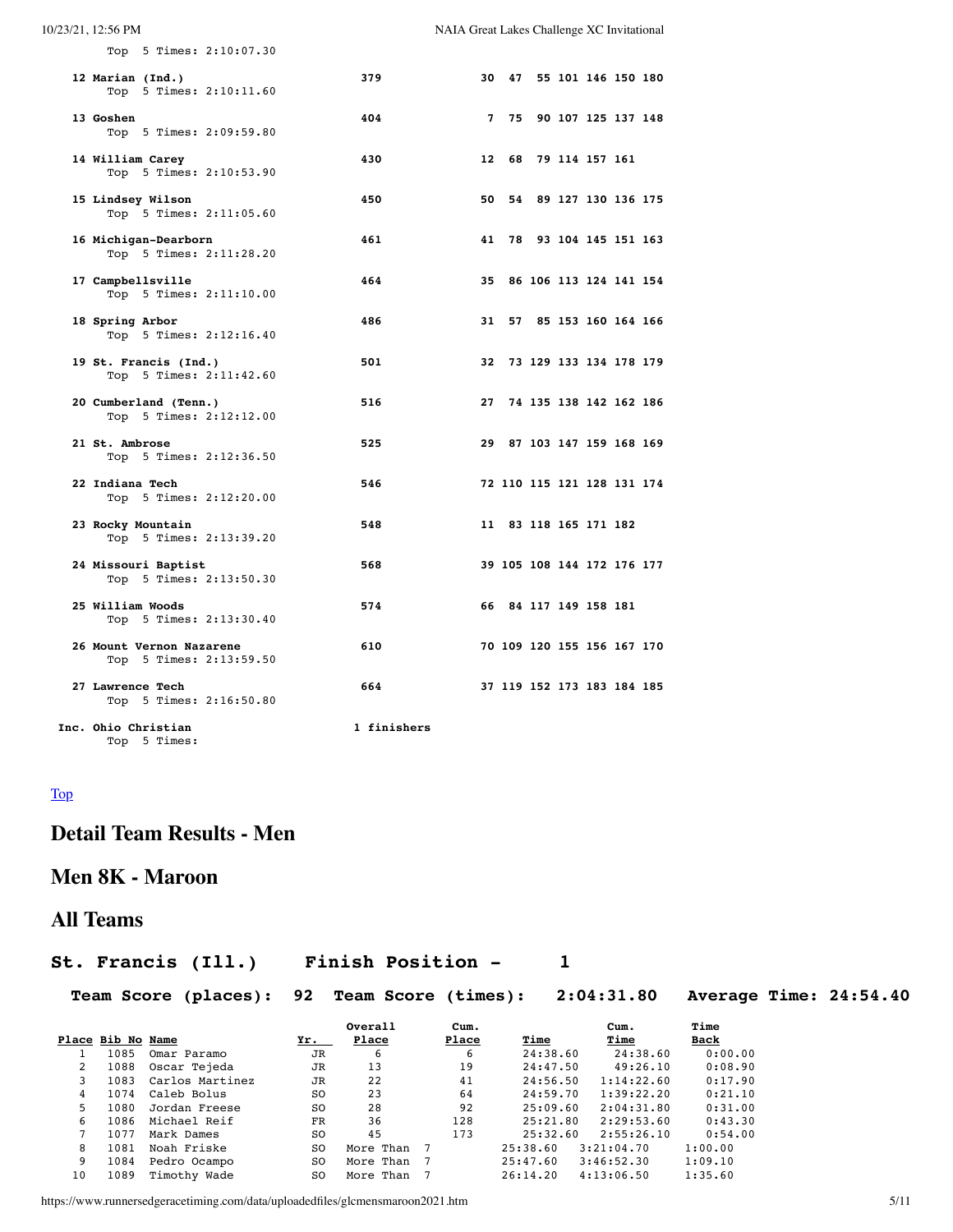```
    Top  5 Times: 2:10:07.30

 12 Marian (Ind.)                       379              30  47  55 101 146 150 180
    Top  5 Times: 2:10:11.60

 13 Goshen                              404               7  75  90 107 125 137 148
    Top  5 Times: 2:09:59.80

 14 William Carey                       430              12  68  79 114 157 161
    Top  5 Times: 2:10:53.90

 15 Lindsey Wilson                      450              50  54  89 127 130 136 175
    Top  5 Times: 2:11:05.60

 16 Michigan-Dearborn                   461              41  78  93 104 145 151 163
    Top  5 Times: 2:11:28.20

 17 Campbellsville                      464              35  86 106 113 124 141 154
    Top  5 Times: 2:11:10.00

 18 Spring Arbor                        486              31  57  85 153 160 164 166
    Top  5 Times: 2:12:16.40

 19 St. Francis (Ind.)                  501              32  73 129 133 134 178 179
    Top  5 Times: 2:11:42.60

 20 Cumberland (Tenn.)                  516              27  74 135 138 142 162 186
    Top  5 Times: 2:12:12.00

 21 St. Ambrose                         525              29  87 103 147 159 168 169
    Top  5 Times: 2:12:36.50

 22 Indiana Tech                        546              72 110 115 121 128 131 174
    Top  5 Times: 2:12:20.00

 23 Rocky Mountain                      548              11  83 118 165 171 182
    Top  5 Times: 2:13:39.20

 24 Missouri Baptist                    568              39 105 108 144 172 176 177
    Top  5 Times: 2:13:50.30

 25 William Woods                       574              66  84 117 149 158 181
    Top  5 Times: 2:13:30.40

 26 Mount Vernon Nazarene               610              70 109 120 155 156 167 170
    Top  5 Times: 2:13:59.50

 27 Lawrence Tech                       664              37 119 152 173 183 184 185
    Top  5 Times: 2:16:50.80

Inc. Ohio Christian                    1 finishers
    Top  5 Times:
```

Top

# Detail Team Results - Men

## Men 8K - Maroon

## All Teams

### St. Francis (Ill.) Finish Position - 1

**Team Score (places): 92 Team Score (times): 2:04:31.80 Average Time: 24:54.40**

| Place | Bib No | Name | Yr. | Overall Place | Cum. Place | Time | Cum. Time | Time Back |
|---|---|---|---|---|---|---|---|---|
| 1 | 1085 | Omar Paramo | JR | 6 | 6 | 24:38.60 | 24:38.60 | 0:00.00 |
| 2 | 1088 | Oscar Tejeda | JR | 13 | 19 | 24:47.50 | 49:26.10 | 0:08.90 |
| 3 | 1083 | Carlos Martinez | JR | 22 | 41 | 24:56.50 | 1:14:22.60 | 0:17.90 |
| 4 | 1074 | Caleb Bolus | SO | 23 | 64 | 24:59.70 | 1:39:22.20 | 0:21.10 |
| 5 | 1080 | Jordan Freese | SO | 28 | 92 | 25:09.60 | 2:04:31.80 | 0:31.00 |
| 6 | 1086 | Michael Reif | FR | 36 | 128 | 25:21.80 | 2:29:53.60 | 0:43.30 |
| 7 | 1077 | Mark Dames | SO | 45 | 173 | 25:32.60 | 2:55:26.10 | 0:54.00 |
| 8 | 1081 | Noah Friske | SO | More Than 7 | | 25:38.60 | 3:21:04.70 | 1:00.00 |
| 9 | 1084 | Pedro Ocampo | SO | More Than 7 | | 25:47.60 | 3:46:52.30 | 1:09.10 |
| 10 | 1089 | Timothy Wade | SO | More Than 7 | | 26:14.20 | 4:13:06.50 | 1:35.60 |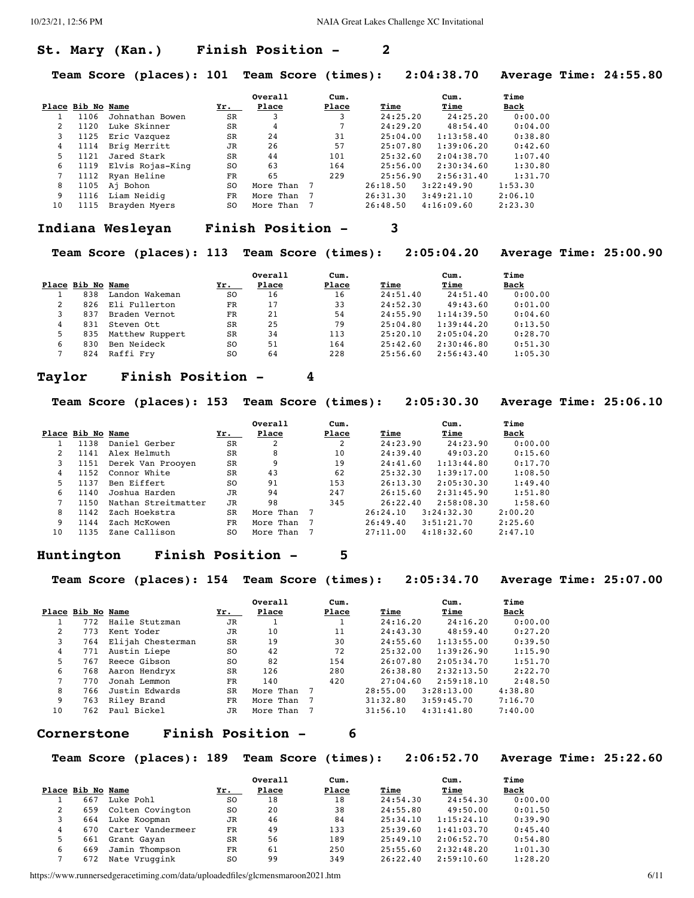## St. Mary (Kan.)    Finish Position - 2

**Team Score (places): 101  Team Score (times): 2:04:38.70  Average Time: 24:55.80**

| Place | Bib No | Name | Yr. | Overall Place | Cum. Place | Time | Cum. Time | Time Back |
|---|---|---|---|---|---|---|---|---|
| 1 | 1106 | Johnathan Bowen | SR | 3 | 3 | 24:25.20 | 24:25.20 | 0:00.00 |
| 2 | 1120 | Luke Skinner | SR | 4 | 7 | 24:29.20 | 48:54.40 | 0:04.00 |
| 3 | 1125 | Eric Vazquez | SR | 24 | 31 | 25:04.00 | 1:13:58.40 | 0:38.80 |
| 4 | 1114 | Brig Merritt | JR | 26 | 57 | 25:07.80 | 1:39:06.20 | 0:42.60 |
| 5 | 1121 | Jared Stark | SR | 44 | 101 | 25:32.60 | 2:04:38.70 | 1:07.40 |
| 6 | 1119 | Elvis Rojas-King | SO | 63 | 164 | 25:56.00 | 2:30:34.60 | 1:30.80 |
| 7 | 1112 | Ryan Heline | FR | 65 | 229 | 25:56.90 | 2:56:31.40 | 1:31.70 |
| 8 | 1105 | Aj Bohon | SO | More Than 7 | | 26:18.50 | 3:22:49.90 | 1:53.30 |
| 9 | 1116 | Liam Neidig | FR | More Than 7 | | 26:31.30 | 3:49:21.10 | 2:06.10 |
| 10 | 1115 | Brayden Myers | SO | More Than 7 | | 26:48.50 | 4:16:09.60 | 2:23.30 |

## Indiana Wesleyan    Finish Position - 3

**Team Score (places): 113  Team Score (times): 2:05:04.20  Average Time: 25:00.90**

| Place | Bib No | Name | Yr. | Overall Place | Cum. Place | Time | Cum. Time | Time Back |
|---|---|---|---|---|---|---|---|---|
| 1 | 838 | Landon Wakeman | SO | 16 | 16 | 24:51.40 | 24:51.40 | 0:00.00 |
| 2 | 826 | Eli Fullerton | FR | 17 | 33 | 24:52.30 | 49:43.60 | 0:01.00 |
| 3 | 837 | Braden Vernot | FR | 21 | 54 | 24:55.90 | 1:14:39.50 | 0:04.60 |
| 4 | 831 | Steven Ott | SR | 25 | 79 | 25:04.80 | 1:39:44.20 | 0:13.50 |
| 5 | 835 | Matthew Ruppert | SR | 34 | 113 | 25:20.10 | 2:05:04.20 | 0:28.70 |
| 6 | 830 | Ben Neideck | SO | 51 | 164 | 25:42.60 | 2:30:46.80 | 0:51.30 |
| 7 | 824 | Raffi Fry | SO | 64 | 228 | 25:56.60 | 2:56:43.40 | 1:05.30 |

## Taylor    Finish Position - 4

**Team Score (places): 153  Team Score (times): 2:05:30.30  Average Time: 25:06.10**

| Place | Bib No | Name | Yr. | Overall Place | Cum. Place | Time | Cum. Time | Time Back |
|---|---|---|---|---|---|---|---|---|
| 1 | 1138 | Daniel Gerber | SR | 2 | 2 | 24:23.90 | 24:23.90 | 0:00.00 |
| 2 | 1141 | Alex Helmuth | SR | 8 | 10 | 24:39.40 | 49:03.20 | 0:15.60 |
| 3 | 1151 | Derek Van Prooyen | SR | 9 | 19 | 24:41.60 | 1:13:44.80 | 0:17.70 |
| 4 | 1152 | Connor White | SR | 43 | 62 | 25:32.30 | 1:39:17.00 | 1:08.50 |
| 5 | 1137 | Ben Eiffert | SO | 91 | 153 | 26:13.30 | 2:05:30.30 | 1:49.40 |
| 6 | 1140 | Joshua Harden | JR | 94 | 247 | 26:15.60 | 2:31:45.90 | 1:51.80 |
| 7 | 1150 | Nathan Streitmatter | JR | 98 | 345 | 26:22.40 | 2:58:08.30 | 1:58.60 |
| 8 | 1142 | Zach Hoekstra | SR | More Than 7 | | 26:24.10 | 3:24:32.30 | 2:00.20 |
| 9 | 1144 | Zach McKowen | FR | More Than 7 | | 26:49.40 | 3:51:21.70 | 2:25.60 |
| 10 | 1135 | Zane Callison | SO | More Than 7 | | 27:11.00 | 4:18:32.60 | 2:47.10 |

## Huntington    Finish Position - 5

**Team Score (places): 154  Team Score (times): 2:05:34.70  Average Time: 25:07.00**

| Place | Bib No | Name | Yr. | Overall Place | Cum. Place | Time | Cum. Time | Time Back |
|---|---|---|---|---|---|---|---|---|
| 1 | 772 | Haile Stutzman | JR | 1 | 1 | 24:16.20 | 24:16.20 | 0:00.00 |
| 2 | 773 | Kent Yoder | JR | 10 | 11 | 24:43.30 | 48:59.40 | 0:27.20 |
| 3 | 764 | Elijah Chesterman | SR | 19 | 30 | 24:55.60 | 1:13:55.00 | 0:39.50 |
| 4 | 771 | Austin Liepe | SO | 42 | 72 | 25:32.00 | 1:39:26.90 | 1:15.90 |
| 5 | 767 | Reece Gibson | SO | 82 | 154 | 26:07.80 | 2:05:34.70 | 1:51.70 |
| 6 | 768 | Aaron Hendryx | SR | 126 | 280 | 26:38.80 | 2:32:13.50 | 2:22.70 |
| 7 | 770 | Jonah Lemmon | FR | 140 | 420 | 27:04.60 | 2:59:18.10 | 2:48.50 |
| 8 | 766 | Justin Edwards | SR | More Than 7 | | 28:55.00 | 3:28:13.00 | 4:38.80 |
| 9 | 763 | Riley Brand | FR | More Than 7 | | 31:32.80 | 3:59:45.70 | 7:16.70 |
| 10 | 762 | Paul Bickel | JR | More Than 7 | | 31:56.10 | 4:31:41.80 | 7:40.00 |

## Cornerstone    Finish Position - 6

**Team Score (places): 189  Team Score (times): 2:06:52.70  Average Time: 25:22.60**

| Place | Bib No | Name | Yr. | Overall Place | Cum. Place | Time | Cum. Time | Time Back |
|---|---|---|---|---|---|---|---|---|
| 1 | 667 | Luke Pohl | SO | 18 | 18 | 24:54.30 | 24:54.30 | 0:00.00 |
| 2 | 659 | Colten Covington | SO | 20 | 38 | 24:55.80 | 49:50.00 | 0:01.50 |
| 3 | 664 | Luke Koopman | JR | 46 | 84 | 25:34.10 | 1:15:24.10 | 0:39.90 |
| 4 | 670 | Carter Vandermeer | FR | 49 | 133 | 25:39.60 | 1:41:03.70 | 0:45.40 |
| 5 | 661 | Grant Gayan | SR | 56 | 189 | 25:49.10 | 2:06:52.70 | 0:54.80 |
| 6 | 669 | Jamin Thompson | FR | 61 | 250 | 25:55.60 | 2:32:48.20 | 1:01.30 |
| 7 | 672 | Nate Vruggink | SO | 99 | 349 | 26:22.40 | 2:59:10.60 | 1:28.20 |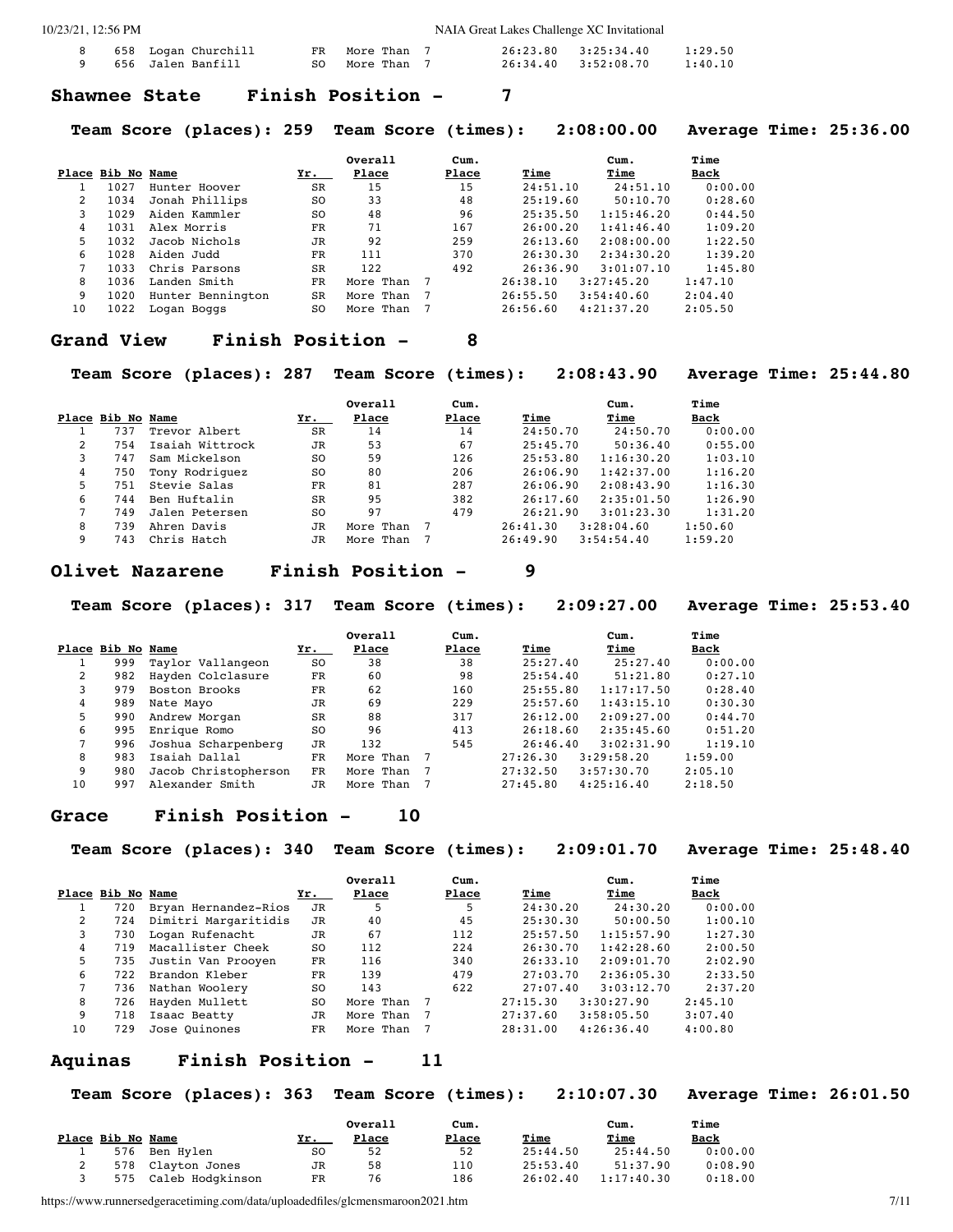| Place | Bib No | Name | Yr. | Overall Place | Cum. Place | Time | Cum. Time | Time Back |
|---|---|---|---|---|---|---|---|---|
| 8 | 658 | Logan Churchill | FR | More Than 7 | | 26:23.80 | 3:25:34.40 | 1:29.50 |
| 9 | 656 | Jalen Banfill | SO | More Than 7 | | 26:34.40 | 3:52:08.70 | 1:40.10 |

## Shawnee State Finish Position - 7

**Team Score (places): 259 Team Score (times): 2:08:00.00 Average Time: 25:36.00**

| Place | Bib No | Name | Yr. | Overall Place | Cum. Place | Time | Cum. Time | Time Back |
|---|---|---|---|---|---|---|---|---|
| 1 | 1027 | Hunter Hoover | SR | 15 | 15 | 24:51.10 | 24:51.10 | 0:00.00 |
| 2 | 1034 | Jonah Phillips | SO | 33 | 48 | 25:19.60 | 50:10.70 | 0:28.60 |
| 3 | 1029 | Aiden Kammler | SO | 48 | 96 | 25:35.50 | 1:15:46.20 | 0:44.50 |
| 4 | 1031 | Alex Morris | FR | 71 | 167 | 26:00.20 | 1:41:46.40 | 1:09.20 |
| 5 | 1032 | Jacob Nichols | JR | 92 | 259 | 26:13.60 | 2:08:00.00 | 1:22.50 |
| 6 | 1028 | Aiden Judd | FR | 111 | 370 | 26:30.30 | 2:34:30.20 | 1:39.20 |
| 7 | 1033 | Chris Parsons | SR | 122 | 492 | 26:36.90 | 3:01:07.10 | 1:45.80 |
| 8 | 1036 | Landen Smith | FR | More Than 7 | | 26:38.10 | 3:27:45.20 | 1:47.10 |
| 9 | 1020 | Hunter Bennington | SR | More Than 7 | | 26:55.50 | 3:54:40.60 | 2:04.40 |
| 10 | 1022 | Logan Boggs | SO | More Than 7 | | 26:56.60 | 4:21:37.20 | 2:05.50 |

## Grand View Finish Position - 8

**Team Score (places): 287 Team Score (times): 2:08:43.90 Average Time: 25:44.80**

| Place | Bib No | Name | Yr. | Overall Place | Cum. Place | Time | Cum. Time | Time Back |
|---|---|---|---|---|---|---|---|---|
| 1 | 737 | Trevor Albert | SR | 14 | 14 | 24:50.70 | 24:50.70 | 0:00.00 |
| 2 | 754 | Isaiah Wittrock | JR | 53 | 67 | 25:45.70 | 50:36.40 | 0:55.00 |
| 3 | 747 | Sam Mickelson | SO | 59 | 126 | 25:53.80 | 1:16:30.20 | 1:03.10 |
| 4 | 750 | Tony Rodriguez | SO | 80 | 206 | 26:06.90 | 1:42:37.00 | 1:16.20 |
| 5 | 751 | Stevie Salas | FR | 81 | 287 | 26:06.90 | 2:08:43.90 | 1:16.30 |
| 6 | 744 | Ben Huftalin | SR | 95 | 382 | 26:17.60 | 2:35:01.50 | 1:26.90 |
| 7 | 749 | Jalen Petersen | SO | 97 | 479 | 26:21.90 | 3:01:23.30 | 1:31.20 |
| 8 | 739 | Ahren Davis | JR | More Than 7 | | 26:41.30 | 3:28:04.60 | 1:50.60 |
| 9 | 743 | Chris Hatch | JR | More Than 7 | | 26:49.90 | 3:54:54.40 | 1:59.20 |

## Olivet Nazarene Finish Position - 9

**Team Score (places): 317 Team Score (times): 2:09:27.00 Average Time: 25:53.40**

| Place | Bib No | Name | Yr. | Overall Place | Cum. Place | Time | Cum. Time | Time Back |
|---|---|---|---|---|---|---|---|---|
| 1 | 999 | Taylor Vallangeon | SO | 38 | 38 | 25:27.40 | 25:27.40 | 0:00.00 |
| 2 | 982 | Hayden Colclasure | FR | 60 | 98 | 25:54.40 | 51:21.80 | 0:27.10 |
| 3 | 979 | Boston Brooks | FR | 62 | 160 | 25:55.80 | 1:17:17.50 | 0:28.40 |
| 4 | 989 | Nate Mayo | JR | 69 | 229 | 25:57.60 | 1:43:15.10 | 0:30.30 |
| 5 | 990 | Andrew Morgan | SR | 88 | 317 | 26:12.00 | 2:09:27.00 | 0:44.70 |
| 6 | 995 | Enrique Romo | SO | 96 | 413 | 26:18.60 | 2:35:45.60 | 0:51.20 |
| 7 | 996 | Joshua Scharpenberg | JR | 132 | 545 | 26:46.40 | 3:02:31.90 | 1:19.10 |
| 8 | 983 | Isaiah Dallal | FR | More Than 7 | | 27:26.30 | 3:29:58.20 | 1:59.00 |
| 9 | 980 | Jacob Christopherson | FR | More Than 7 | | 27:32.50 | 3:57:30.70 | 2:05.10 |
| 10 | 997 | Alexander Smith | JR | More Than 7 | | 27:45.80 | 4:25:16.40 | 2:18.50 |

## Grace Finish Position - 10

**Team Score (places): 340 Team Score (times): 2:09:01.70 Average Time: 25:48.40**

| Place | Bib No | Name | Yr. | Overall Place | Cum. Place | Time | Cum. Time | Time Back |
|---|---|---|---|---|---|---|---|---|
| 1 | 720 | Bryan Hernandez-Rios | JR | 5 | 5 | 24:30.20 | 24:30.20 | 0:00.00 |
| 2 | 724 | Dimitri Margaritidis | JR | 40 | 45 | 25:30.30 | 50:00.50 | 1:00.10 |
| 3 | 730 | Logan Rufenacht | JR | 67 | 112 | 25:57.50 | 1:15:57.90 | 1:27.30 |
| 4 | 719 | Macallister Cheek | SO | 112 | 224 | 26:30.70 | 1:42:28.60 | 2:00.50 |
| 5 | 735 | Justin Van Prooyen | FR | 116 | 340 | 26:33.10 | 2:09:01.70 | 2:02.90 |
| 6 | 722 | Brandon Kleber | FR | 139 | 479 | 27:03.70 | 2:36:05.30 | 2:33.50 |
| 7 | 736 | Nathan Woolery | SO | 143 | 622 | 27:07.40 | 3:03:12.70 | 2:37.20 |
| 8 | 726 | Hayden Mullett | SO | More Than 7 | | 27:15.30 | 3:30:27.90 | 2:45.10 |
| 9 | 718 | Isaac Beatty | JR | More Than 7 | | 27:37.60 | 3:58:05.50 | 3:07.40 |
| 10 | 729 | Jose Quinones | FR | More Than 7 | | 28:31.00 | 4:26:36.40 | 4:00.80 |

## Aquinas Finish Position - 11

**Team Score (places): 363 Team Score (times): 2:10:07.30 Average Time: 26:01.50**

| Place | Bib No | Name | Yr. | Overall Place | Cum. Place | Time | Cum. Time | Time Back |
|---|---|---|---|---|---|---|---|---|
| 1 | 576 | Ben Hylen | SO | 52 | 52 | 25:44.50 | 25:44.50 | 0:00.00 |
| 2 | 578 | Clayton Jones | JR | 58 | 110 | 25:53.40 | 51:37.90 | 0:08.90 |
| 3 | 575 | Caleb Hodgkinson | FR | 76 | 186 | 26:02.40 | 1:17:40.30 | 0:18.00 |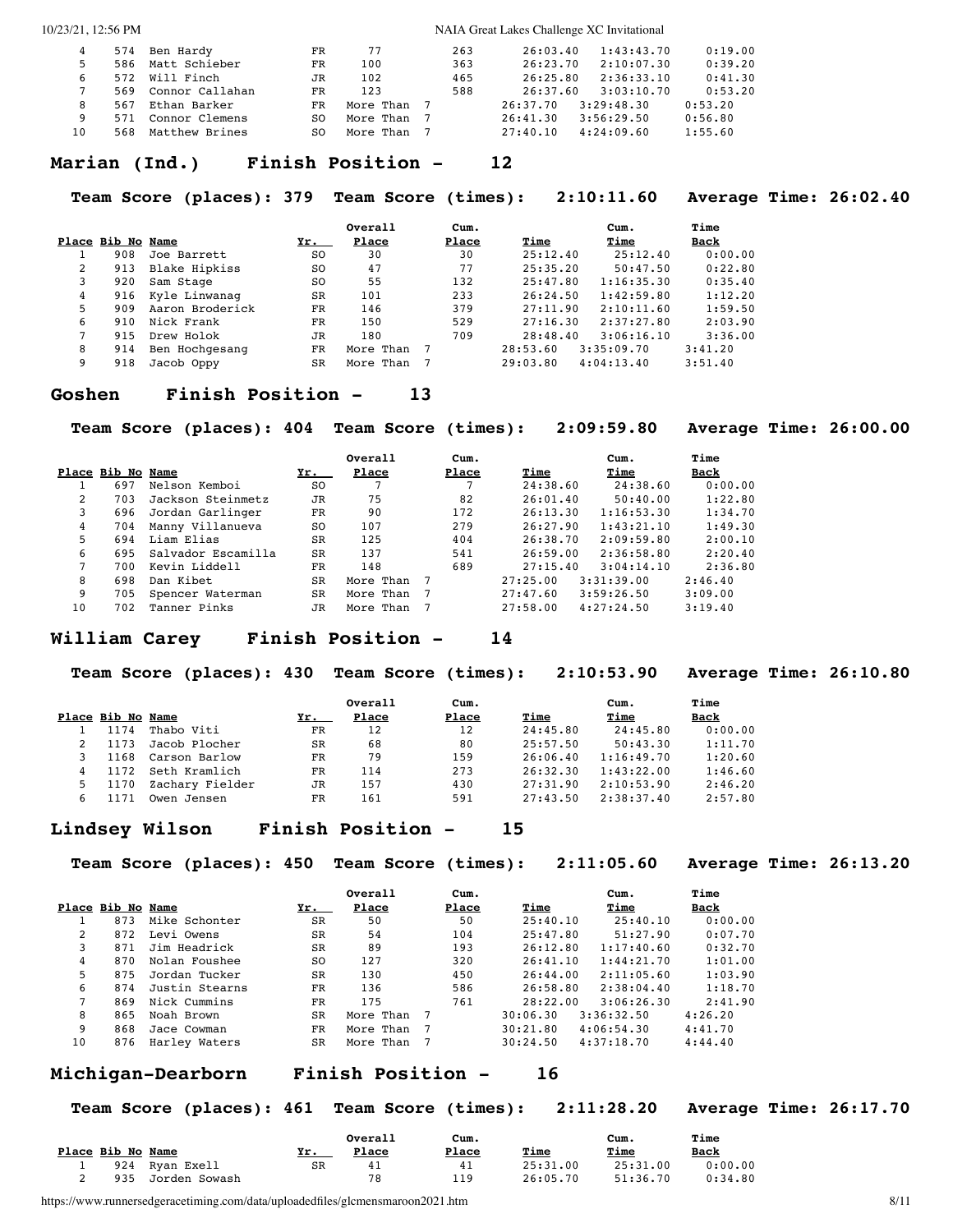| Place | Bib No | Name | Yr. | Overall Place | Cum. Place | Time | Cum. Time | Time Back |
|---|---|---|---|---|---|---|---|---|
| 4 | 574 | Ben Hardy | FR | 77 | 263 | 26:03.40 | 1:43:43.70 | 0:19.00 |
| 5 | 586 | Matt Schieber | FR | 100 | 363 | 26:23.70 | 2:10:07.30 | 0:39.20 |
| 6 | 572 | Will Finch | JR | 102 | 465 | 26:25.80 | 2:36:33.10 | 0:41.30 |
| 7 | 569 | Connor Callahan | FR | 123 | 588 | 26:37.60 | 3:03:10.70 | 0:53.20 |
| 8 | 567 | Ethan Barker | FR | More Than 7 | | 26:37.70 | 3:29:48.30 | 0:53.20 |
| 9 | 571 | Connor Clemens | SO | More Than 7 | | 26:41.30 | 3:56:29.50 | 0:56.80 |
| 10 | 568 | Matthew Brines | SO | More Than 7 | | 27:40.10 | 4:24:09.60 | 1:55.60 |

## Marian (Ind.) Finish Position - 12

**Team Score (places): 379 Team Score (times): 2:10:11.60 Average Time: 26:02.40**

| Place | Bib No | Name | Yr. | Overall Place | Cum. Place | Time | Cum. Time | Time Back |
|---|---|---|---|---|---|---|---|---|
| 1 | 908 | Joe Barrett | SO | 30 | 30 | 25:12.40 | 25:12.40 | 0:00.00 |
| 2 | 913 | Blake Hipkiss | SO | 47 | 77 | 25:35.20 | 50:47.50 | 0:22.80 |
| 3 | 920 | Sam Stage | SO | 55 | 132 | 25:47.80 | 1:16:35.30 | 0:35.40 |
| 4 | 916 | Kyle Linwanag | SR | 101 | 233 | 26:24.50 | 1:42:59.80 | 1:12.20 |
| 5 | 909 | Aaron Broderick | FR | 146 | 379 | 27:11.90 | 2:10:11.60 | 1:59.50 |
| 6 | 910 | Nick Frank | FR | 150 | 529 | 27:16.30 | 2:37:27.80 | 2:03.90 |
| 7 | 915 | Drew Holok | JR | 180 | 709 | 28:48.40 | 3:06:16.10 | 3:36.00 |
| 8 | 914 | Ben Hochgesang | FR | More Than 7 | | 28:53.60 | 3:35:09.70 | 3:41.20 |
| 9 | 918 | Jacob Oppy | SR | More Than 7 | | 29:03.80 | 4:04:13.40 | 3:51.40 |

## Goshen Finish Position - 13

**Team Score (places): 404 Team Score (times): 2:09:59.80 Average Time: 26:00.00**

| Place | Bib No | Name | Yr. | Overall Place | Cum. Place | Time | Cum. Time | Time Back |
|---|---|---|---|---|---|---|---|---|
| 1 | 697 | Nelson Kemboi | SO | 7 | 7 | 24:38.60 | 24:38.60 | 0:00.00 |
| 2 | 703 | Jackson Steinmetz | JR | 75 | 82 | 26:01.40 | 50:40.00 | 1:22.80 |
| 3 | 696 | Jordan Garlinger | FR | 90 | 172 | 26:13.30 | 1:16:53.30 | 1:34.70 |
| 4 | 704 | Manny Villanueva | SO | 107 | 279 | 26:27.90 | 1:43:21.10 | 1:49.30 |
| 5 | 694 | Liam Elias | SR | 125 | 404 | 26:38.70 | 2:09:59.80 | 2:00.10 |
| 6 | 695 | Salvador Escamilla | SR | 137 | 541 | 26:59.00 | 2:36:58.80 | 2:20.40 |
| 7 | 700 | Kevin Liddell | FR | 148 | 689 | 27:15.40 | 3:04:14.10 | 2:36.80 |
| 8 | 698 | Dan Kibet | SR | More Than 7 | | 27:25.00 | 3:31:39.00 | 2:46.40 |
| 9 | 705 | Spencer Waterman | SR | More Than 7 | | 27:47.60 | 3:59:26.50 | 3:09.00 |
| 10 | 702 | Tanner Pinks | JR | More Than 7 | | 27:58.00 | 4:27:24.50 | 3:19.40 |

## William Carey Finish Position - 14

**Team Score (places): 430 Team Score (times): 2:10:53.90 Average Time: 26:10.80**

| Place | Bib No | Name | Yr. | Overall Place | Cum. Place | Time | Cum. Time | Time Back |
|---|---|---|---|---|---|---|---|---|
| 1 | 1174 | Thabo Viti | FR | 12 | 12 | 24:45.80 | 24:45.80 | 0:00.00 |
| 2 | 1173 | Jacob Plocher | SR | 68 | 80 | 25:57.50 | 50:43.30 | 1:11.70 |
| 3 | 1168 | Carson Barlow | FR | 79 | 159 | 26:06.40 | 1:16:49.70 | 1:20.60 |
| 4 | 1172 | Seth Kramlich | FR | 114 | 273 | 26:32.30 | 1:43:22.00 | 1:46.60 |
| 5 | 1170 | Zachary Fielder | JR | 157 | 430 | 27:31.90 | 2:10:53.90 | 2:46.20 |
| 6 | 1171 | Owen Jensen | FR | 161 | 591 | 27:43.50 | 2:38:37.40 | 2:57.80 |

## Lindsey Wilson Finish Position - 15

**Team Score (places): 450 Team Score (times): 2:11:05.60 Average Time: 26:13.20**

| Place | Bib No | Name | Yr. | Overall Place | Cum. Place | Time | Cum. Time | Time Back |
|---|---|---|---|---|---|---|---|---|
| 1 | 873 | Mike Schonter | SR | 50 | 50 | 25:40.10 | 25:40.10 | 0:00.00 |
| 2 | 872 | Levi Owens | SR | 54 | 104 | 25:47.80 | 51:27.90 | 0:07.70 |
| 3 | 871 | Jim Headrick | SR | 89 | 193 | 26:12.80 | 1:17:40.60 | 0:32.70 |
| 4 | 870 | Nolan Foushee | SO | 127 | 320 | 26:41.10 | 1:44:21.70 | 1:01.00 |
| 5 | 875 | Jordan Tucker | SR | 130 | 450 | 26:44.00 | 2:11:05.60 | 1:03.90 |
| 6 | 874 | Justin Stearns | FR | 136 | 586 | 26:58.80 | 2:38:04.40 | 1:18.70 |
| 7 | 869 | Nick Cummins | FR | 175 | 761 | 28:22.00 | 3:06:26.30 | 2:41.90 |
| 8 | 865 | Noah Brown | SR | More Than 7 | | 30:06.30 | 3:36:32.50 | 4:26.20 |
| 9 | 868 | Jace Cowman | FR | More Than 7 | | 30:21.80 | 4:06:54.30 | 4:41.70 |
| 10 | 876 | Harley Waters | SR | More Than 7 | | 30:24.50 | 4:37:18.70 | 4:44.40 |

## Michigan-Dearborn Finish Position - 16

**Team Score (places): 461 Team Score (times): 2:11:28.20 Average Time: 26:17.70**

| Place | Bib No | Name | Yr. | Overall Place | Cum. Place | Time | Cum. Time | Time Back |
|---|---|---|---|---|---|---|---|---|
| 1 | 924 | Ryan Exell | SR | 41 | 41 | 25:31.00 | 25:31.00 | 0:00.00 |
| 2 | 935 | Jorden Sowash | | 78 | 119 | 26:05.70 | 51:36.70 | 0:34.80 |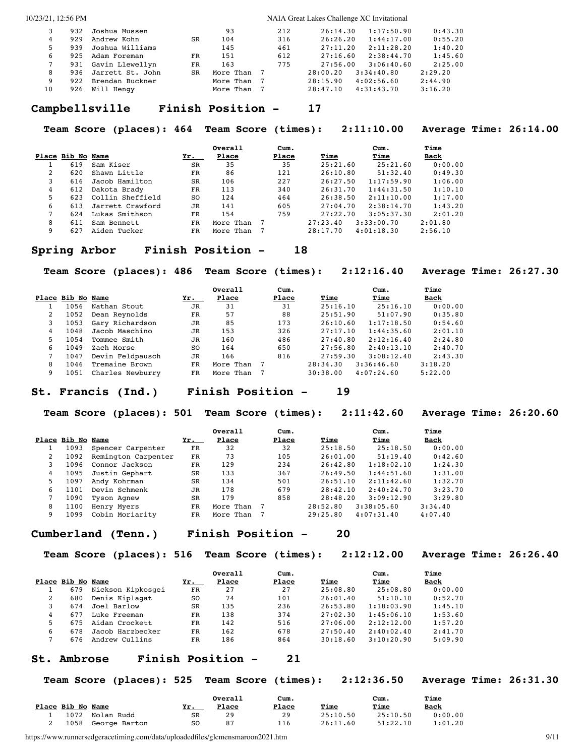| Place | Bib No | Name | Yr. | Overall Place | Cum. Place | Time | Cum. Time | Time Back |
|---|---|---|---|---|---|---|---|---|
| 3 | 932 | Joshua Mussen | | 93 | 212 | 26:14.30 | 1:17:50.90 | 0:43.30 |
| 4 | 929 | Andrew Kohn | SR | 104 | 316 | 26:26.20 | 1:44:17.00 | 0:55.20 |
| 5 | 939 | Joshua Williams | | 145 | 461 | 27:11.20 | 2:11:28.20 | 1:40.20 |
| 6 | 925 | Adam Foreman | FR | 151 | 612 | 27:16.60 | 2:38:44.70 | 1:45.60 |
| 7 | 931 | Gavin Llewellyn | FR | 163 | 775 | 27:56.00 | 3:06:40.60 | 2:25.00 |
| 8 | 936 | Jarrett St. John | SR | More Than 7 | | 28:00.20 | 3:34:40.80 | 2:29.20 |
| 9 | 922 | Brendan Buckner | | More Than 7 | | 28:15.90 | 4:02:56.60 | 2:44.90 |
| 10 | 926 | Will Hengy | | More Than 7 | | 28:47.10 | 4:31:43.70 | 3:16.20 |

## Campbellsville Finish Position - 17

**Team Score (places): 464 Team Score (times): 2:11:10.00 Average Time: 26:14.00**

| Place | Bib No | Name | Yr. | Overall Place | Cum. Place | Time | Cum. Time | Time Back |
|---|---|---|---|---|---|---|---|---|
| 1 | 619 | Sam Kiser | SR | 35 | 35 | 25:21.60 | 25:21.60 | 0:00.00 |
| 2 | 620 | Shawn Little | FR | 86 | 121 | 26:10.80 | 51:32.40 | 0:49.30 |
| 3 | 616 | Jacob Hamilton | SR | 106 | 227 | 26:27.50 | 1:17:59.90 | 1:06.00 |
| 4 | 612 | Dakota Brady | FR | 113 | 340 | 26:31.70 | 1:44:31.50 | 1:10.10 |
| 5 | 623 | Collin Sheffield | SO | 124 | 464 | 26:38.50 | 2:11:10.00 | 1:17.00 |
| 6 | 613 | Jarrett Crawford | JR | 141 | 605 | 27:04.70 | 2:38:14.70 | 1:43.20 |
| 7 | 624 | Lukas Smithson | FR | 154 | 759 | 27:22.70 | 3:05:37.30 | 2:01.20 |
| 8 | 611 | Sam Bennett | FR | More Than 7 | | 27:23.40 | 3:33:00.70 | 2:01.80 |
| 9 | 627 | Aiden Tucker | FR | More Than 7 | | 28:17.70 | 4:01:18.30 | 2:56.10 |

## Spring Arbor Finish Position - 18

**Team Score (places): 486 Team Score (times): 2:12:16.40 Average Time: 26:27.30**

| Place | Bib No | Name | Yr. | Overall Place | Cum. Place | Time | Cum. Time | Time Back |
|---|---|---|---|---|---|---|---|---|
| 1 | 1056 | Nathan Stout | JR | 31 | 31 | 25:16.10 | 25:16.10 | 0:00.00 |
| 2 | 1052 | Dean Reynolds | FR | 57 | 88 | 25:51.90 | 51:07.90 | 0:35.80 |
| 3 | 1053 | Gary Richardson | JR | 85 | 173 | 26:10.60 | 1:17:18.50 | 0:54.60 |
| 4 | 1048 | Jacob Maschino | JR | 153 | 326 | 27:17.10 | 1:44:35.60 | 2:01.10 |
| 5 | 1054 | Tommee Smith | JR | 160 | 486 | 27:40.80 | 2:12:16.40 | 2:24.80 |
| 6 | 1049 | Zach Morse | SO | 164 | 650 | 27:56.80 | 2:40:13.10 | 2:40.70 |
| 7 | 1047 | Devin Feldpausch | JR | 166 | 816 | 27:59.30 | 3:08:12.40 | 2:43.30 |
| 8 | 1046 | Tremaine Brown | FR | More Than 7 | | 28:34.30 | 3:36:46.60 | 3:18.20 |
| 9 | 1051 | Charles Newburry | FR | More Than 7 | | 30:38.00 | 4:07:24.60 | 5:22.00 |

## St. Francis (Ind.) Finish Position - 19

**Team Score (places): 501 Team Score (times): 2:11:42.60 Average Time: 26:20.60**

| Place | Bib No | Name | Yr. | Overall Place | Cum. Place | Time | Cum. Time | Time Back |
|---|---|---|---|---|---|---|---|---|
| 1 | 1093 | Spencer Carpenter | FR | 32 | 32 | 25:18.50 | 25:18.50 | 0:00.00 |
| 2 | 1092 | Remington Carpenter | FR | 73 | 105 | 26:01.00 | 51:19.40 | 0:42.60 |
| 3 | 1096 | Connor Jackson | FR | 129 | 234 | 26:42.80 | 1:18:02.10 | 1:24.30 |
| 4 | 1095 | Justin Gephart | SR | 133 | 367 | 26:49.50 | 1:44:51.60 | 1:31.00 |
| 5 | 1097 | Andy Kohrman | SR | 134 | 501 | 26:51.10 | 2:11:42.60 | 1:32.70 |
| 6 | 1101 | Devin Schmenk | JR | 178 | 679 | 28:42.10 | 2:40:24.70 | 3:23.70 |
| 7 | 1090 | Tyson Agnew | SR | 179 | 858 | 28:48.20 | 3:09:12.90 | 3:29.80 |
| 8 | 1100 | Henry Myers | FR | More Than 7 | | 28:52.80 | 3:38:05.60 | 3:34.40 |
| 9 | 1099 | Cobin Moriarity | FR | More Than 7 | | 29:25.80 | 4:07:31.40 | 4:07.40 |

## Cumberland (Tenn.) Finish Position - 20

**Team Score (places): 516 Team Score (times): 2:12:12.00 Average Time: 26:26.40**

| Place | Bib No | Name | Yr. | Overall Place | Cum. Place | Time | Cum. Time | Time Back |
|---|---|---|---|---|---|---|---|---|
| 1 | 679 | Nickson Kipkosgei | FR | 27 | 27 | 25:08.80 | 25:08.80 | 0:00.00 |
| 2 | 680 | Denis Kiplagat | SO | 74 | 101 | 26:01.40 | 51:10.10 | 0:52.70 |
| 3 | 674 | Joel Barlow | SR | 135 | 236 | 26:53.80 | 1:18:03.90 | 1:45.10 |
| 4 | 677 | Luke Freeman | FR | 138 | 374 | 27:02.30 | 1:45:06.10 | 1:53.60 |
| 5 | 675 | Aidan Crockett | FR | 142 | 516 | 27:06.00 | 2:12:12.00 | 1:57.20 |
| 6 | 678 | Jacob Harzbecker | FR | 162 | 678 | 27:50.40 | 2:40:02.40 | 2:41.70 |
| 7 | 676 | Andrew Cullins | FR | 186 | 864 | 30:18.60 | 3:10:20.90 | 5:09.90 |

## St. Ambrose Finish Position - 21

**Team Score (places): 525 Team Score (times): 2:12:36.50 Average Time: 26:31.30**

| Place | Bib No | Name | Yr. | Overall Place | Cum. Place | Time | Cum. Time | Time Back |
|---|---|---|---|---|---|---|---|---|
| 1 | 1072 | Nolan Rudd | SR | 29 | 29 | 25:10.50 | 25:10.50 | 0:00.00 |
| 2 | 1058 | George Barton | SO | 87 | 116 | 26:11.60 | 51:22.10 | 1:01.20 |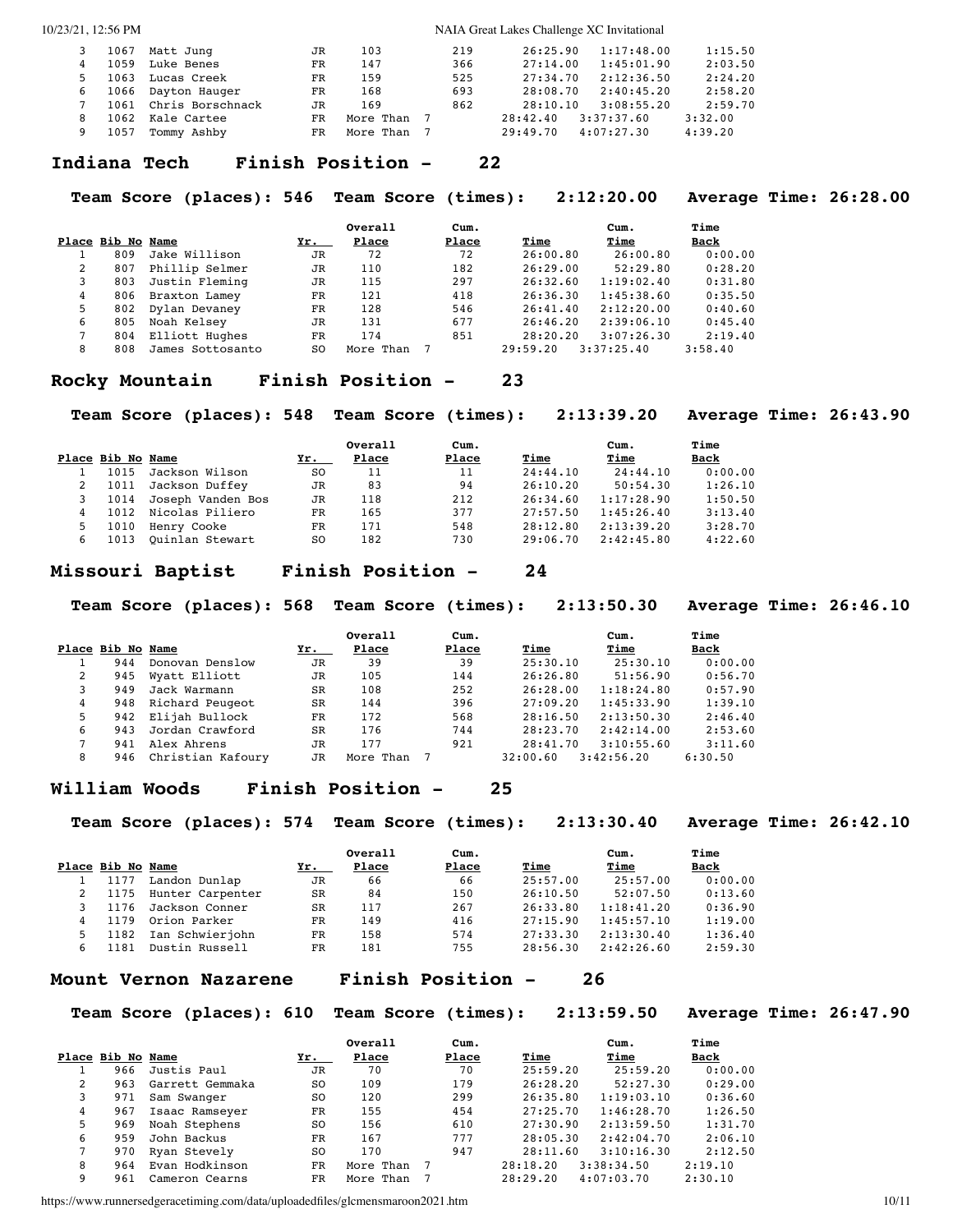| Place | Bib No | Name | Yr. | Overall Place | Cum. Place | Time | Cum. Time | Time Back |
|---|---|---|---|---|---|---|---|---|
| 3 | 1067 | Matt Jung | JR | 103 | 219 | 26:25.90 | 1:17:48.00 | 1:15.50 |
| 4 | 1059 | Luke Benes | FR | 147 | 366 | 27:14.00 | 1:45:01.90 | 2:03.50 |
| 5 | 1063 | Lucas Creek | FR | 159 | 525 | 27:34.70 | 2:12:36.50 | 2:24.20 |
| 6 | 1066 | Dayton Hauger | FR | 168 | 693 | 28:08.70 | 2:40:45.20 | 2:58.20 |
| 7 | 1061 | Chris Borschnack | JR | 169 | 862 | 28:10.10 | 3:08:55.20 | 2:59.70 |
| 8 | 1062 | Kale Cartee | FR | More Than 7 | | 28:42.40 | 3:37:37.60 | 3:32.00 |
| 9 | 1057 | Tommy Ashby | FR | More Than 7 | | 29:49.70 | 4:07:27.30 | 4:39.20 |

## Indiana Tech Finish Position - 22

**Team Score (places): 546 Team Score (times): 2:12:20.00 Average Time: 26:28.00**

| Place | Bib No | Name | Yr. | Overall Place | Cum. Place | Time | Cum. Time | Time Back |
|---|---|---|---|---|---|---|---|---|
| 1 | 809 | Jake Willison | JR | 72 | 72 | 26:00.80 | 26:00.80 | 0:00.00 |
| 2 | 807 | Phillip Selmer | JR | 110 | 182 | 26:29.00 | 52:29.80 | 0:28.20 |
| 3 | 803 | Justin Fleming | JR | 115 | 297 | 26:32.60 | 1:19:02.40 | 0:31.80 |
| 4 | 806 | Braxton Lamey | FR | 121 | 418 | 26:36.30 | 1:45:38.60 | 0:35.50 |
| 5 | 802 | Dylan Devaney | FR | 128 | 546 | 26:41.40 | 2:12:20.00 | 0:40.60 |
| 6 | 805 | Noah Kelsey | JR | 131 | 677 | 26:46.20 | 2:39:06.10 | 0:45.40 |
| 7 | 804 | Elliott Hughes | FR | 174 | 851 | 28:20.20 | 3:07:26.30 | 2:19.40 |
| 8 | 808 | James Sottosanto | SO | More Than 7 | | 29:59.20 | 3:37:25.40 | 3:58.40 |

## Rocky Mountain Finish Position - 23

**Team Score (places): 548 Team Score (times): 2:13:39.20 Average Time: 26:43.90**

| Place | Bib No | Name | Yr. | Overall Place | Cum. Place | Time | Cum. Time | Time Back |
|---|---|---|---|---|---|---|---|---|
| 1 | 1015 | Jackson Wilson | SO | 11 | 11 | 24:44.10 | 24:44.10 | 0:00.00 |
| 2 | 1011 | Jackson Duffey | JR | 83 | 94 | 26:10.20 | 50:54.30 | 1:26.10 |
| 3 | 1014 | Joseph Vanden Bos | JR | 118 | 212 | 26:34.60 | 1:17:28.90 | 1:50.50 |
| 4 | 1012 | Nicolas Piliero | FR | 165 | 377 | 27:57.50 | 1:45:26.40 | 3:13.40 |
| 5 | 1010 | Henry Cooke | FR | 171 | 548 | 28:12.80 | 2:13:39.20 | 3:28.70 |
| 6 | 1013 | Quinlan Stewart | SO | 182 | 730 | 29:06.70 | 2:42:45.80 | 4:22.60 |

## Missouri Baptist Finish Position - 24

**Team Score (places): 568 Team Score (times): 2:13:50.30 Average Time: 26:46.10**

| Place | Bib No | Name | Yr. | Overall Place | Cum. Place | Time | Cum. Time | Time Back |
|---|---|---|---|---|---|---|---|---|
| 1 | 944 | Donovan Denslow | JR | 39 | 39 | 25:30.10 | 25:30.10 | 0:00.00 |
| 2 | 945 | Wyatt Elliott | JR | 105 | 144 | 26:26.80 | 51:56.90 | 0:56.70 |
| 3 | 949 | Jack Warmann | SR | 108 | 252 | 26:28.00 | 1:18:24.80 | 0:57.90 |
| 4 | 948 | Richard Peugeot | SR | 144 | 396 | 27:09.20 | 1:45:33.90 | 1:39.10 |
| 5 | 942 | Elijah Bullock | FR | 172 | 568 | 28:16.50 | 2:13:50.30 | 2:46.40 |
| 6 | 943 | Jordan Crawford | SR | 176 | 744 | 28:23.70 | 2:42:14.00 | 2:53.60 |
| 7 | 941 | Alex Ahrens | JR | 177 | 921 | 28:41.70 | 3:10:55.60 | 3:11.60 |
| 8 | 946 | Christian Kafoury | JR | More Than 7 | | 32:00.60 | 3:42:56.20 | 6:30.50 |

## William Woods Finish Position - 25

**Team Score (places): 574 Team Score (times): 2:13:30.40 Average Time: 26:42.10**

| Place | Bib No | Name | Yr. | Overall Place | Cum. Place | Time | Cum. Time | Time Back |
|---|---|---|---|---|---|---|---|---|
| 1 | 1177 | Landon Dunlap | JR | 66 | 66 | 25:57.00 | 25:57.00 | 0:00.00 |
| 2 | 1175 | Hunter Carpenter | SR | 84 | 150 | 26:10.50 | 52:07.50 | 0:13.60 |
| 3 | 1176 | Jackson Conner | SR | 117 | 267 | 26:33.80 | 1:18:41.20 | 0:36.90 |
| 4 | 1179 | Orion Parker | FR | 149 | 416 | 27:15.90 | 1:45:57.10 | 1:19.00 |
| 5 | 1182 | Ian Schwierjohn | FR | 158 | 574 | 27:33.30 | 2:13:30.40 | 1:36.40 |
| 6 | 1181 | Dustin Russell | FR | 181 | 755 | 28:56.30 | 2:42:26.60 | 2:59.30 |

## Mount Vernon Nazarene Finish Position - 26

**Team Score (places): 610 Team Score (times): 2:13:59.50 Average Time: 26:47.90**

| Place | Bib No | Name | Yr. | Overall Place | Cum. Place | Time | Cum. Time | Time Back |
|---|---|---|---|---|---|---|---|---|
| 1 | 966 | Justis Paul | JR | 70 | 70 | 25:59.20 | 25:59.20 | 0:00.00 |
| 2 | 963 | Garrett Gemmaka | SO | 109 | 179 | 26:28.20 | 52:27.30 | 0:29.00 |
| 3 | 971 | Sam Swanger | SO | 120 | 299 | 26:35.80 | 1:19:03.10 | 0:36.60 |
| 4 | 967 | Isaac Ramseyer | FR | 155 | 454 | 27:25.70 | 1:46:28.70 | 1:26.50 |
| 5 | 969 | Noah Stephens | SO | 156 | 610 | 27:30.90 | 2:13:59.50 | 1:31.70 |
| 6 | 959 | John Backus | FR | 167 | 777 | 28:05.30 | 2:42:04.70 | 2:06.10 |
| 7 | 970 | Ryan Stevely | SO | 170 | 947 | 28:11.60 | 3:10:16.30 | 2:12.50 |
| 8 | 964 | Evan Hodkinson | FR | More Than 7 | | 28:18.20 | 3:38:34.50 | 2:19.10 |
| 9 | 961 | Cameron Cearns | FR | More Than 7 | | 28:29.20 | 4:07:03.70 | 2:30.10 |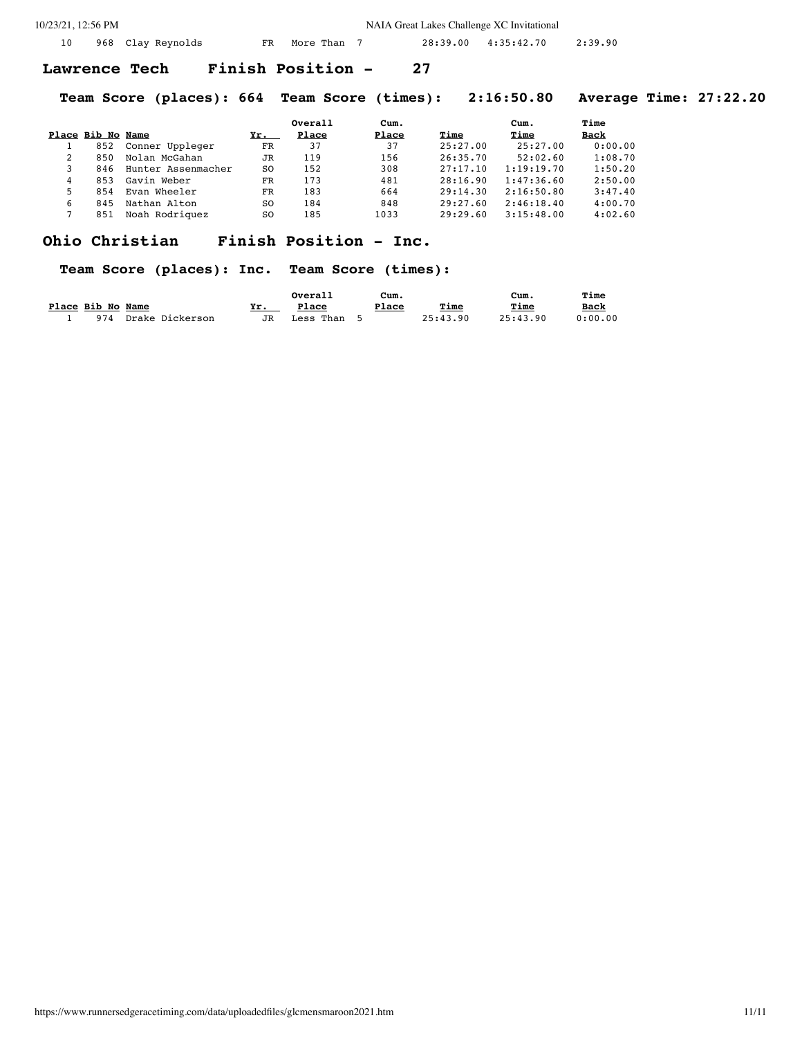| | | | | | | | | |
|---|---|---|---|---|---|---|---|---|
| 10 | 968 | Clay Reynolds | FR | More Than 7 | | 28:39.00 | 4:35:42.70 | 2:39.90 |

## Lawrence Tech Finish Position - 27

### Team Score (places): 664 Team Score (times): 2:16:50.80 Average Time: 27:22.20

| Place | Bib No | Name | Yr. | Overall Place | Cum. Place | Time | Cum. Time | Time Back |
|---|---|---|---|---|---|---|---|---|
| 1 | 852 | Conner Uppleger | FR | 37 | 37 | 25:27.00 | 25:27.00 | 0:00.00 |
| 2 | 850 | Nolan McGahan | JR | 119 | 156 | 26:35.70 | 52:02.60 | 1:08.70 |
| 3 | 846 | Hunter Assenmacher | SO | 152 | 308 | 27:17.10 | 1:19:19.70 | 1:50.20 |
| 4 | 853 | Gavin Weber | FR | 173 | 481 | 28:16.90 | 1:47:36.60 | 2:50.00 |
| 5 | 854 | Evan Wheeler | FR | 183 | 664 | 29:14.30 | 2:16:50.80 | 3:47.40 |
| 6 | 845 | Nathan Alton | SO | 184 | 848 | 29:27.60 | 2:46:18.40 | 4:00.70 |
| 7 | 851 | Noah Rodriquez | SO | 185 | 1033 | 29:29.60 | 3:15:48.00 | 4:02.60 |

## Ohio Christian Finish Position - Inc.

### Team Score (places): Inc. Team Score (times):

| Place | Bib No | Name | Yr. | Overall Place | Cum. Place | Time | Cum. Time | Time Back |
|---|---|---|---|---|---|---|---|---|
| 1 | 974 | Drake Dickerson | JR | Less Than 5 | | 25:43.90 | 25:43.90 | 0:00.00 |